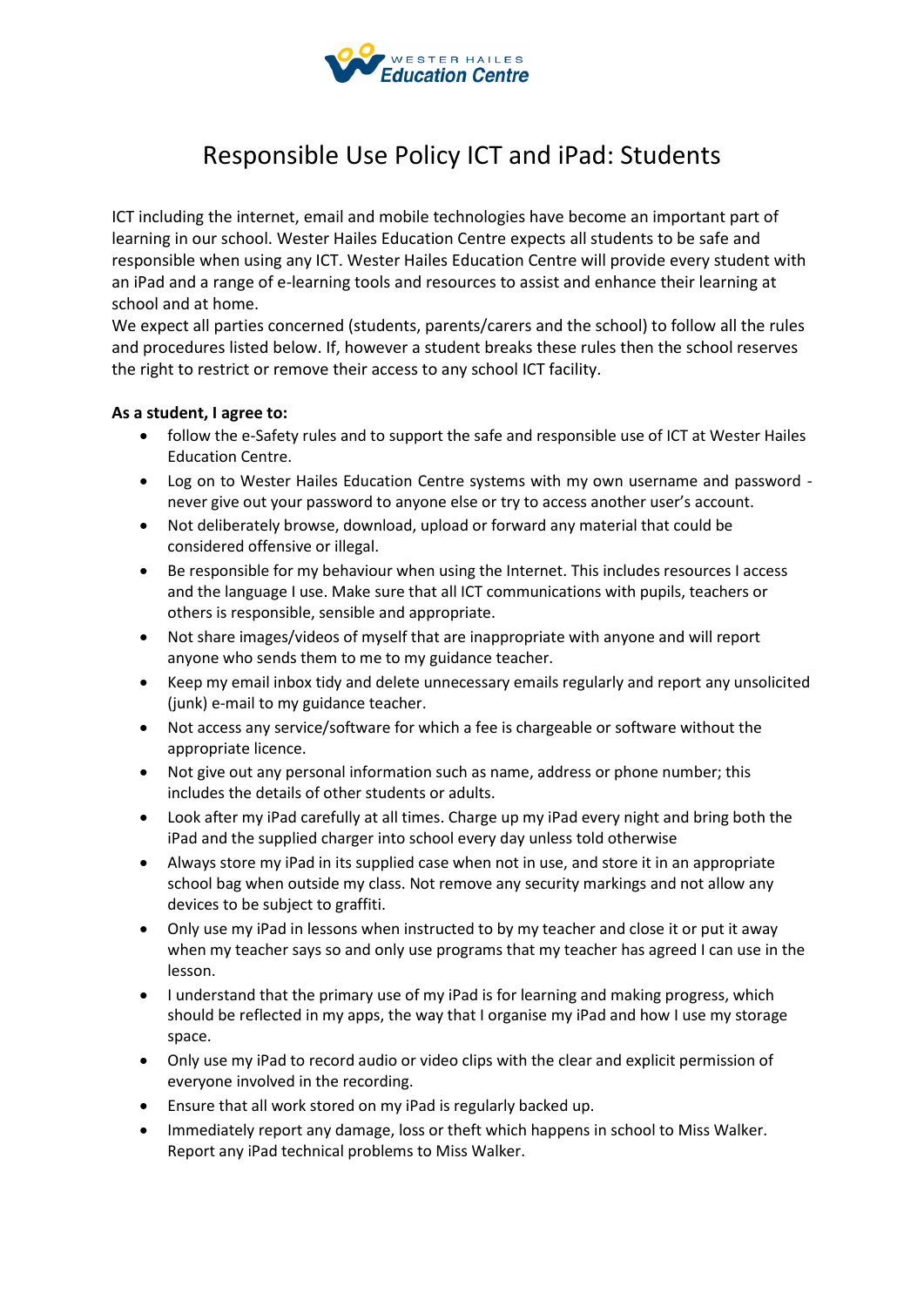WESTER HAILES Education Centre

# Responsible Use Policy ICT and iPad: Students

ICT including the internet, email and mobile technologies have become an important part of learning in our school. Wester Hailes Education Centre expects all students to be safe and responsible when using any ICT. Wester Hailes Education Centre will provide every student with an iPad and a range of e-learning tools and resources to assist and enhance their learning at school and at home.

We expect all parties concerned (students, parents/carers and the school) to follow all the rules and procedures listed below. If, however a student breaks these rules then the school reserves the right to restrict or remove their access to any school ICT facility.

**As a student, I agree to:**

- follow the e-Safety rules and to support the safe and responsible use of ICT at Wester Hailes Education Centre.
- Log on to Wester Hailes Education Centre systems with my own username and password - never give out your password to anyone else or try to access another user's account.
- Not deliberately browse, download, upload or forward any material that could be considered offensive or illegal.
- Be responsible for my behaviour when using the Internet. This includes resources I access and the language I use. Make sure that all ICT communications with pupils, teachers or others is responsible, sensible and appropriate.
- Not share images/videos of myself that are inappropriate with anyone and will report anyone who sends them to me to my guidance teacher.
- Keep my email inbox tidy and delete unnecessary emails regularly and report any unsolicited (junk) e-mail to my guidance teacher.
- Not access any service/software for which a fee is chargeable or software without the appropriate licence.
- Not give out any personal information such as name, address or phone number; this includes the details of other students or adults.
- Look after my iPad carefully at all times. Charge up my iPad every night and bring both the iPad and the supplied charger into school every day unless told otherwise
- Always store my iPad in its supplied case when not in use, and store it in an appropriate school bag when outside my class. Not remove any security markings and not allow any devices to be subject to graffiti.
- Only use my iPad in lessons when instructed to by my teacher and close it or put it away when my teacher says so and only use programs that my teacher has agreed I can use in the lesson.
- I understand that the primary use of my iPad is for learning and making progress, which should be reflected in my apps, the way that I organise my iPad and how I use my storage space.
- Only use my iPad to record audio or video clips with the clear and explicit permission of everyone involved in the recording.
- Ensure that all work stored on my iPad is regularly backed up.
- Immediately report any damage, loss or theft which happens in school to Miss Walker. Report any iPad technical problems to Miss Walker.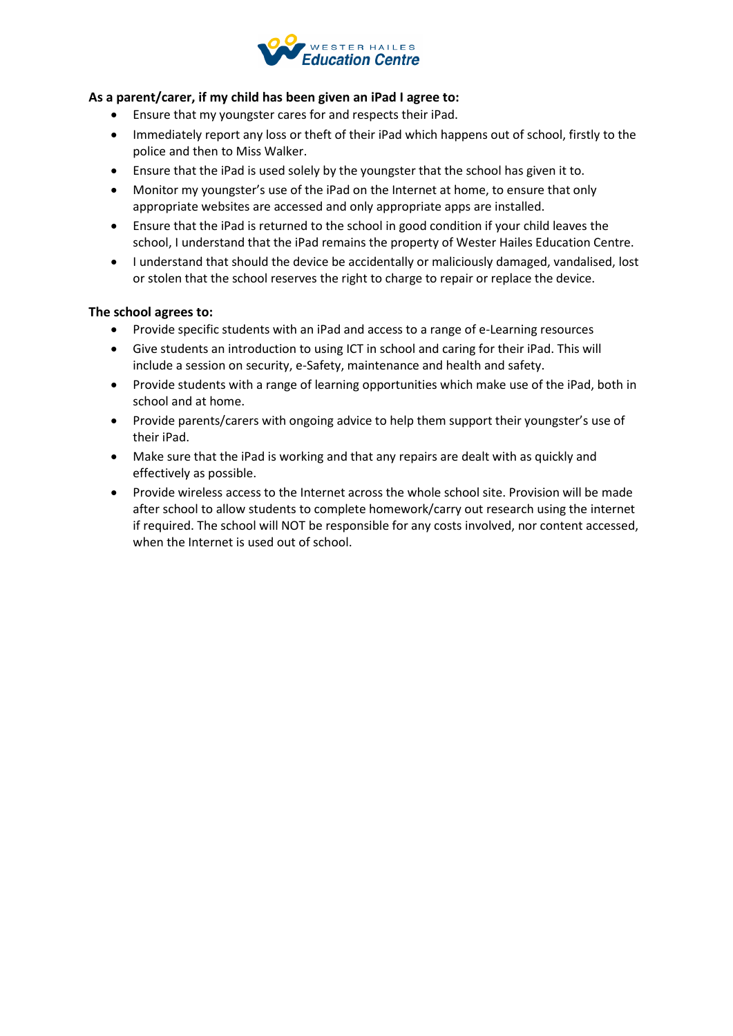**As a parent/carer, if my child has been given an iPad I agree to:**

- Ensure that my youngster cares for and respects their iPad.
- Immediately report any loss or theft of their iPad which happens out of school, firstly to the police and then to Miss Walker.
- Ensure that the iPad is used solely by the youngster that the school has given it to.
- Monitor my youngster's use of the iPad on the Internet at home, to ensure that only appropriate websites are accessed and only appropriate apps are installed.
- Ensure that the iPad is returned to the school in good condition if your child leaves the school, I understand that the iPad remains the property of Wester Hailes Education Centre.
- I understand that should the device be accidentally or maliciously damaged, vandalised, lost or stolen that the school reserves the right to charge to repair or replace the device.

**The school agrees to:**

- Provide specific students with an iPad and access to a range of e-Learning resources
- Give students an introduction to using ICT in school and caring for their iPad. This will include a session on security, e-Safety, maintenance and health and safety.
- Provide students with a range of learning opportunities which make use of the iPad, both in school and at home.
- Provide parents/carers with ongoing advice to help them support their youngster's use of their iPad.
- Make sure that the iPad is working and that any repairs are dealt with as quickly and effectively as possible.
- Provide wireless access to the Internet across the whole school site. Provision will be made after school to allow students to complete homework/carry out research using the internet if required. The school will NOT be responsible for any costs involved, nor content accessed, when the Internet is used out of school.